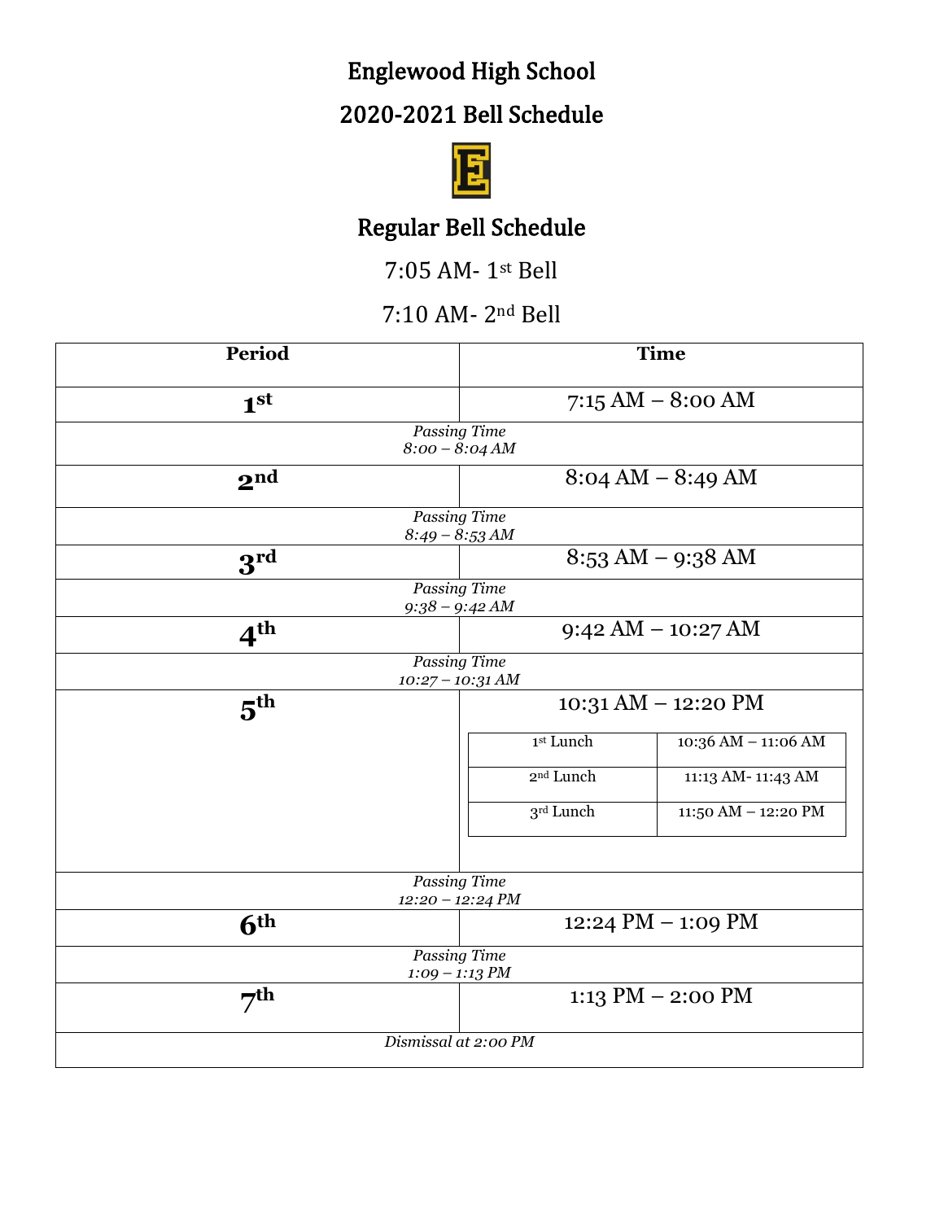# Englewood High School

## 2020-2021 Bell Schedule

## Regular Bell Schedule

7:05 AM- 1st Bell

7:10 AM- 2nd Bell

| Period | Time |
|---|---|
| 1st | 7:15 AM – 8:00 AM |
| *Passing Time 8:00 – 8:04 AM* | |
| 2nd | 8:04 AM – 8:49 AM |
| *Passing Time 8:49 – 8:53 AM* | |
| 3rd | 8:53 AM – 9:38 AM |
| *Passing Time 9:38 – 9:42 AM* | |
| 4th | 9:42 AM – 10:27 AM |
| *Passing Time 10:27 – 10:31 AM* | |
| 5th | 10:31 AM – 12:20 PM<br>1st Lunch: 10:36 AM – 11:06 AM<br>2nd Lunch: 11:13 AM- 11:43 AM<br>3rd Lunch: 11:50 AM – 12:20 PM |
| *Passing Time 12:20 – 12:24 PM* | |
| 6th | 12:24 PM – 1:09 PM |
| *Passing Time 1:09 – 1:13 PM* | |
| 7th | 1:13 PM – 2:00 PM |
| *Dismissal at 2:00 PM* | |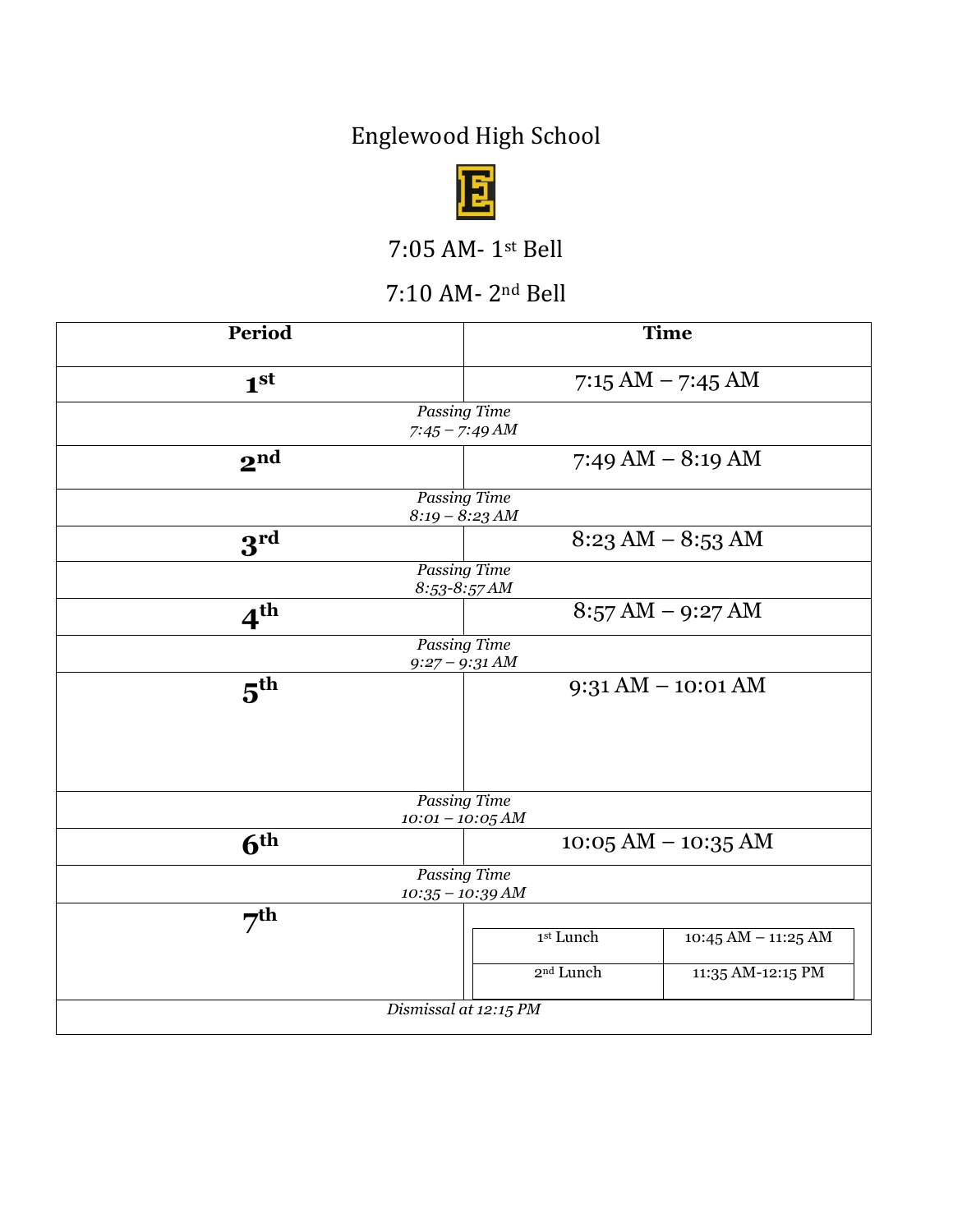# Englewood High School

7:05 AM- 1st Bell

7:10 AM- 2nd Bell

| Period | Time | |
|---|---|---|
| 1st | 7:15 AM – 7:45 AM | |
| *Passing Time 7:45 – 7:49 AM* | | |
| 2nd | 7:49 AM – 8:19 AM | |
| *Passing Time 8:19 – 8:23 AM* | | |
| 3rd | 8:23 AM – 8:53 AM | |
| *Passing Time 8:53-8:57 AM* | | |
| 4th | 8:57 AM – 9:27 AM | |
| *Passing Time 9:27 – 9:31 AM* | | |
| 5th | 9:31 AM – 10:01 AM | |
| *Passing Time 10:01 – 10:05 AM* | | |
| 6th | 10:05 AM – 10:35 AM | |
| *Passing Time 10:35 – 10:39 AM* | | |
| 7th | 1st Lunch | 10:45 AM – 11:25 AM |
| | 2nd Lunch | 11:35 AM-12:15 PM |
| *Dismissal at 12:15 PM* | | |